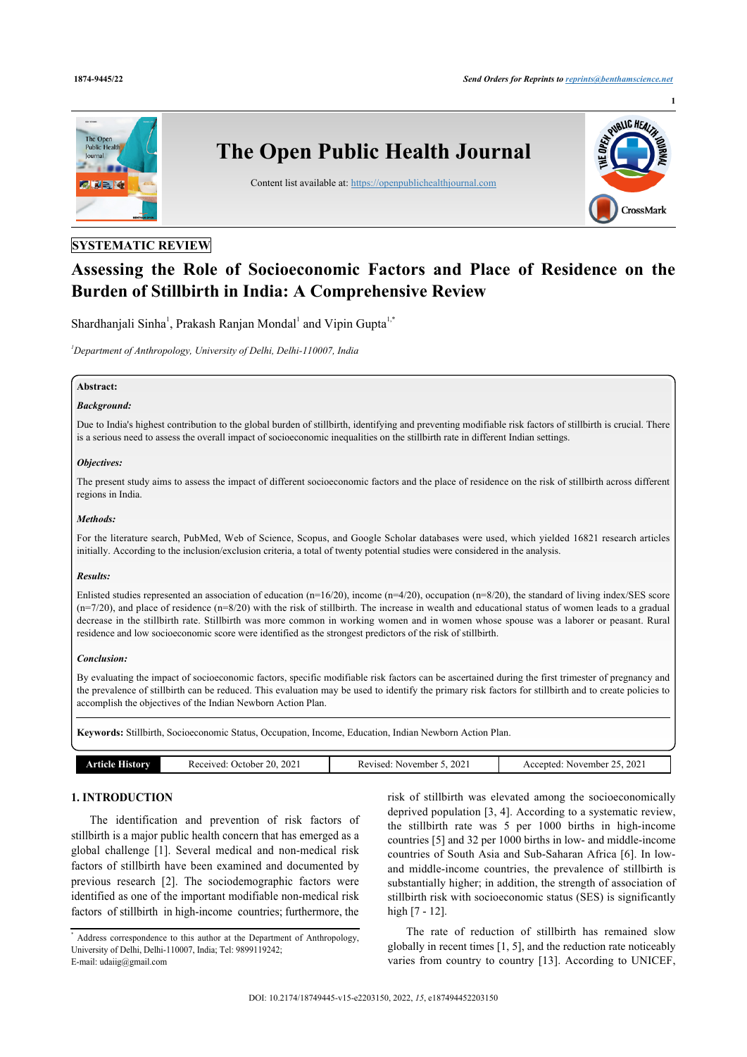SYSTEMATIC REVIEW

# Assessing the Role of Socioeconomic Factors and Place of Residence on the Burden of Stillbirth in India: A Comprehensive Review

Shardhanjali Sinha[1], Prakash Ranjan Mondal[1] and Vipin Gupta[1,*]

[1]*Department of Anthropology, University of Delhi, Delhi-110007, India*

**Abstract:**

***Background:***

Due to India's highest contribution to the global burden of stillbirth, identifying and preventing modifiable risk factors of stillbirth is crucial. There is a serious need to assess the overall impact of socioeconomic inequalities on the stillbirth rate in different Indian settings.

***Objectives:***

The present study aims to assess the impact of different socioeconomic factors and the place of residence on the risk of stillbirth across different regions in India.

***Methods:***

For the literature search, PubMed, Web of Science, Scopus, and Google Scholar databases were used, which yielded 16821 research articles initially. According to the inclusion/exclusion criteria, a total of twenty potential studies were considered in the analysis.

***Results:***

Enlisted studies represented an association of education (n=16/20), income (n=4/20), occupation (n=8/20), the standard of living index/SES score (n=7/20), and place of residence (n=8/20) with the risk of stillbirth. The increase in wealth and educational status of women leads to a gradual decrease in the stillbirth rate. Stillbirth was more common in working women and in women whose spouse was a laborer or peasant. Rural residence and low socioeconomic score were identified as the strongest predictors of the risk of stillbirth.

***Conclusion:***

By evaluating the impact of socioeconomic factors, specific modifiable risk factors can be ascertained during the first trimester of pregnancy and the prevalence of stillbirth can be reduced. This evaluation may be used to identify the primary risk factors for stillbirth and to create policies to accomplish the objectives of the Indian Newborn Action Plan.

**Keywords:** Stillbirth, Socioeconomic Status, Occupation, Income, Education, Indian Newborn Action Plan.

| Article History | Received: October 20, 2021 | Revised: November 5, 2021 | Accepted: November 25, 2021 |
|---|---|---|---|

## 1. INTRODUCTION

The identification and prevention of risk factors of stillbirth is a major public health concern that has emerged as a global challenge [1]. Several medical and non-medical risk factors of stillbirth have been examined and documented by previous research [2]. The sociodemographic factors were identified as one of the important modifiable non-medical risk factors of stillbirth in high-income countries; furthermore, the risk of stillbirth was elevated among the socioeconomically deprived population [3, 4]. According to a systematic review, the stillbirth rate was 5 per 1000 births in high-income countries [5] and 32 per 1000 births in low- and middle-income countries of South Asia and Sub-Saharan Africa [6]. In low- and middle-income countries, the prevalence of stillbirth is substantially higher; in addition, the strength of association of stillbirth risk with socioeconomic status (SES) is significantly high [7 - 12].

The rate of reduction of stillbirth has remained slow globally in recent times [1, 5], and the reduction rate noticeably varies from country to country [13]. According to UNICEF,

[*] Address correspondence to this author at the Department of Anthropology, University of Delhi, Delhi-110007, India; Tel: 9899119242; E-mail: udaiig@gmail.com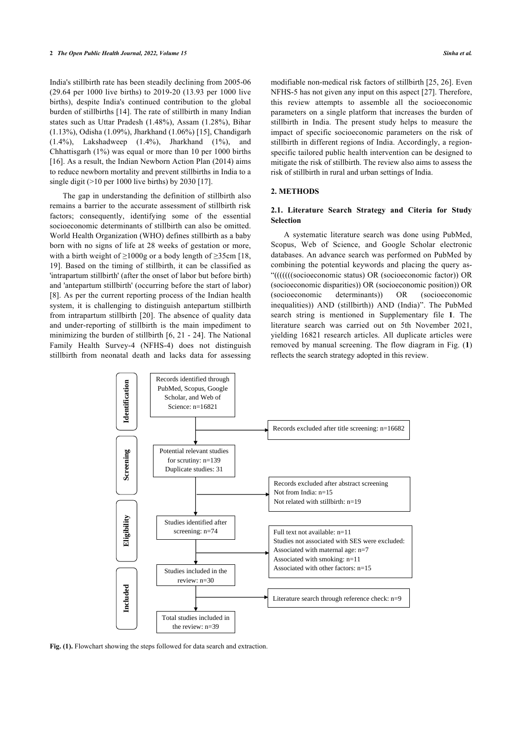India's stillbirth rate has been steadily declining from 2005-06 (29.64 per 1000 live births) to 2019-20 (13.93 per 1000 live births), despite India's continued contribution to the global burden of stillbirths [14]. The rate of stillbirth in many Indian states such as Uttar Pradesh (1.48%), Assam (1.28%), Bihar (1.13%), Odisha (1.09%), Jharkhand (1.06%) [15], Chandigarh (1.4%), Lakshadweep (1.4%), Jharkhand (1%), and Chhattisgarh (1%) was equal or more than 10 per 1000 births [16]. As a result, the Indian Newborn Action Plan (2014) aims to reduce newborn mortality and prevent stillbirths in India to a single digit (>10 per 1000 live births) by 2030 [17].

The gap in understanding the definition of stillbirth also remains a barrier to the accurate assessment of stillbirth risk factors; consequently, identifying some of the essential socioeconomic determinants of stillbirth can also be omitted. World Health Organization (WHO) defines stillbirth as a baby born with no signs of life at 28 weeks of gestation or more, with a birth weight of ≥1000g or a body length of ≥35cm [18, 19]. Based on the timing of stillbirth, it can be classified as 'intrapartum stillbirth' (after the onset of labor but before birth) and 'antepartum stillbirth' (occurring before the start of labor) [8]. As per the current reporting process of the Indian health system, it is challenging to distinguish antepartum stillbirth from intrapartum stillbirth [20]. The absence of quality data and under-reporting of stillbirth is the main impediment to minimizing the burden of stillbirth [6, 21 - 24]. The National Family Health Survey-4 (NFHS-4) does not distinguish stillbirth from neonatal death and lacks data for assessing modifiable non-medical risk factors of stillbirth [25, 26]. Even NFHS-5 has not given any input on this aspect [27]. Therefore, this review attempts to assemble all the socioeconomic parameters on a single platform that increases the burden of stillbirth in India. The present study helps to measure the impact of specific socioeconomic parameters on the risk of stillbirth in different regions of India. Accordingly, a region-specific tailored public health intervention can be designed to mitigate the risk of stillbirth. The review also aims to assess the risk of stillbirth in rural and urban settings of India.

## 2. METHODS

### 2.1. Literature Search Strategy and Citeria for Study Selection

A systematic literature search was done using PubMed, Scopus, Web of Science, and Google Scholar electronic databases. An advance search was performed on PubMed by combining the potential keywords and placing the query as- "(((((((socioeconomic status) OR (socioeconomic factor)) OR (socioeconomic disparities)) OR (socioeconomic position)) OR (socioeconomic determinants)) OR (socioeconomic inequalities)) AND (stillbirth)) AND (India)". The PubMed search string is mentioned in Supplementary file **1**. The literature search was carried out on 5th November 2021, yielding 16821 research articles. All duplicate articles were removed by manual screening. The flow diagram in Fig. (**1**) reflects the search strategy adopted in this review.

**Identification**
- Records identified through PubMed, Scopus, Google Scholar, and Web of Science: n=16821
- Records excluded after title screening: n=16682

**Screening**
- Potential relevant studies for scrutiny: n=139; Duplicate studies: 31
- Records excluded after abstract screening: Not from India: n=15; Not related with stillbirth: n=19

**Eligibility**
- Studies identified after screening: n=74
- Full text not available: n=11; Studies not associated with SES were excluded: Associated with maternal age: n=7; Associated with smoking: n=11; Associated with other factors: n=15

**Included**
- Studies included in the review: n=30
- Literature search through reference check: n=9
- Total studies included in the review: n=39

**Fig. (1).** Flowchart showing the steps followed for data search and extraction.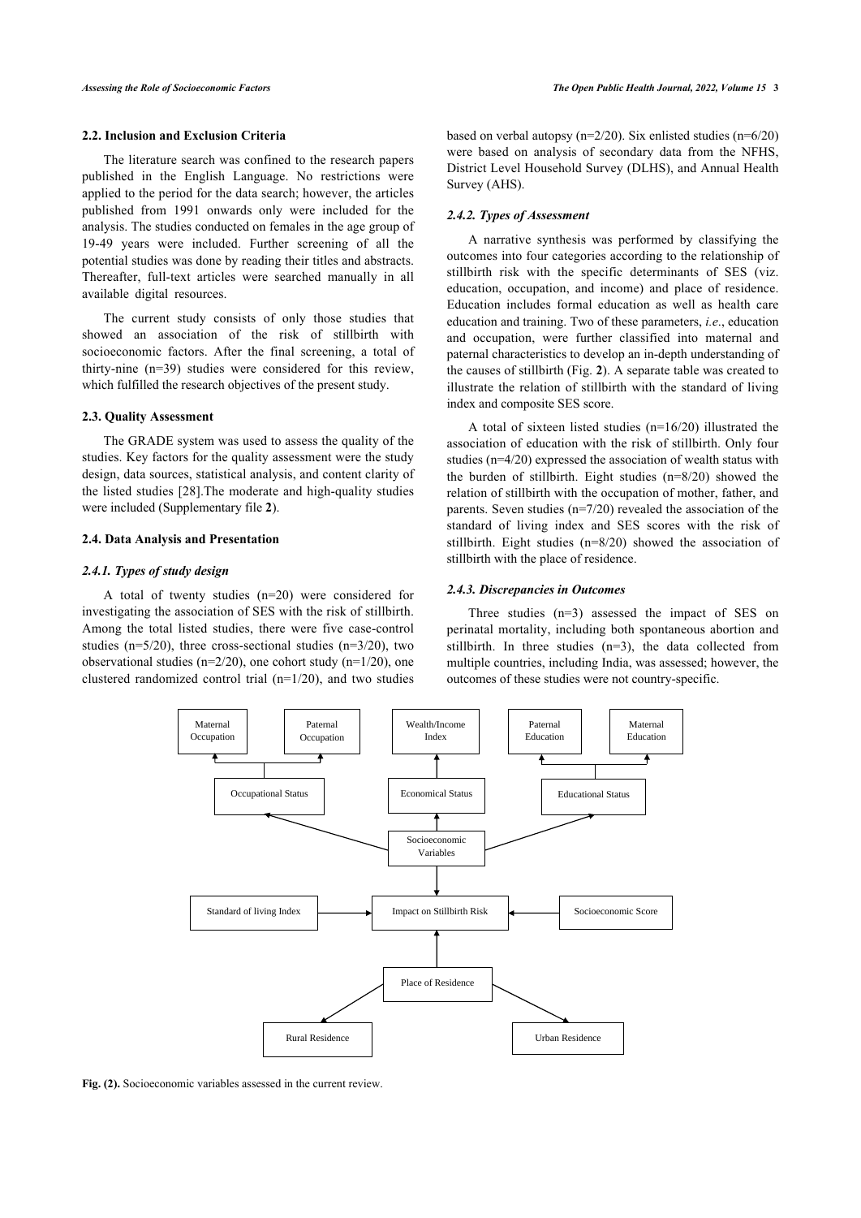### 2.2. Inclusion and Exclusion Criteria

The literature search was confined to the research papers published in the English Language. No restrictions were applied to the period for the data search; however, the articles published from 1991 onwards only were included for the analysis. The studies conducted on females in the age group of 19-49 years were included. Further screening of all the potential studies was done by reading their titles and abstracts. Thereafter, full-text articles were searched manually in all available digital resources.

The current study consists of only those studies that showed an association of the risk of stillbirth with socioeconomic factors. After the final screening, a total of thirty-nine (n=39) studies were considered for this review, which fulfilled the research objectives of the present study.

### 2.3. Quality Assessment

The GRADE system was used to assess the quality of the studies. Key factors for the quality assessment were the study design, data sources, statistical analysis, and content clarity of the listed studies [28].The moderate and high-quality studies were included (Supplementary file **2**).

### 2.4. Data Analysis and Presentation

#### *2.4.1. Types of study design*

A total of twenty studies (n=20) were considered for investigating the association of SES with the risk of stillbirth. Among the total listed studies, there were five case-control studies (n=5/20), three cross-sectional studies (n=3/20), two observational studies (n=2/20), one cohort study (n=1/20), one clustered randomized control trial (n=1/20), and two studies based on verbal autopsy (n=2/20). Six enlisted studies (n=6/20) were based on analysis of secondary data from the NFHS, District Level Household Survey (DLHS), and Annual Health Survey (AHS).

#### *2.4.2. Types of Assessment*

A narrative synthesis was performed by classifying the outcomes into four categories according to the relationship of stillbirth risk with the specific determinants of SES (viz. education, occupation, and income) and place of residence. Education includes formal education as well as health care education and training. Two of these parameters, *i.e.*, education and occupation, were further classified into maternal and paternal characteristics to develop an in-depth understanding of the causes of stillbirth (Fig. **2**). A separate table was created to illustrate the relation of stillbirth with the standard of living index and composite SES score.

A total of sixteen listed studies (n=16/20) illustrated the association of education with the risk of stillbirth. Only four studies (n=4/20) expressed the association of wealth status with the burden of stillbirth. Eight studies (n=8/20) showed the relation of stillbirth with the occupation of mother, father, and parents. Seven studies (n=7/20) revealed the association of the standard of living index and SES scores with the risk of stillbirth. Eight studies (n=8/20) showed the association of stillbirth with the place of residence.

#### *2.4.3. Discrepancies in Outcomes*

Three studies (n=3) assessed the impact of SES on perinatal mortality, including both spontaneous abortion and stillbirth. In three studies (n=3), the data collected from multiple countries, including India, was assessed; however, the outcomes of these studies were not country-specific.

Maternal Occupation | Paternal Occupation | Wealth/Income Index | Paternal Education | Maternal Education
Occupational Status | Economical Status | Educational Status
Socioeconomic Variables
Standard of living Index | Impact on Stillbirth Risk | Socioeconomic Score
Place of Residence
Rural Residence | Urban Residence

**Fig. (2).** Socioeconomic variables assessed in the current review.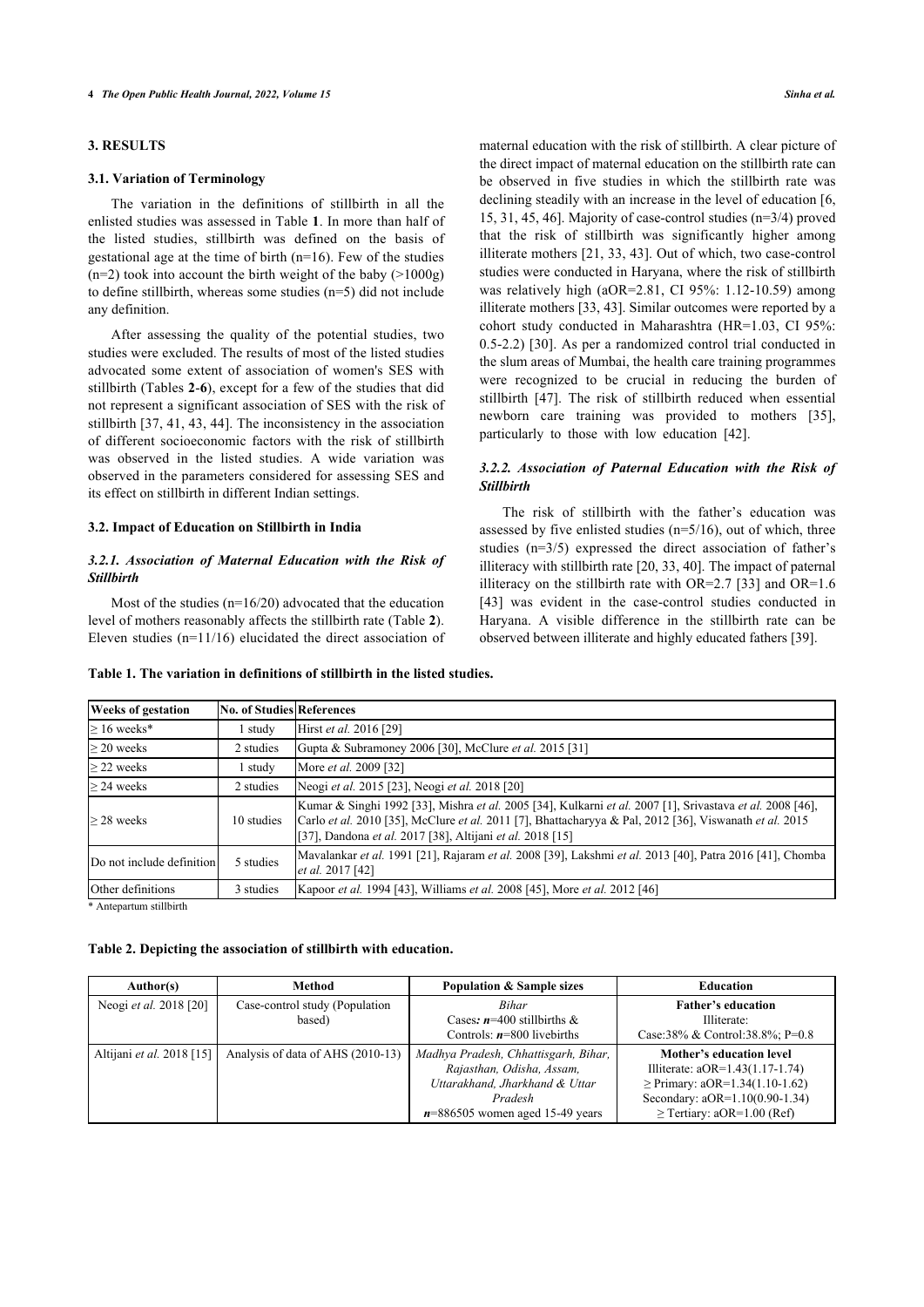## 3. RESULTS

### 3.1. Variation of Terminology

The variation in the definitions of stillbirth in all the enlisted studies was assessed in Table **1**. In more than half of the listed studies, stillbirth was defined on the basis of gestational age at the time of birth (n=16). Few of the studies (n=2) took into account the birth weight of the baby (>1000g) to define stillbirth, whereas some studies (n=5) did not include any definition.

After assessing the quality of the potential studies, two studies were excluded. The results of most of the listed studies advocated some extent of association of women's SES with stillbirth (Tables **2**-**6**), except for a few of the studies that did not represent a significant association of SES with the risk of stillbirth [37, 41, 43, 44]. The inconsistency in the association of different socioeconomic factors with the risk of stillbirth was observed in the listed studies. A wide variation was observed in the parameters considered for assessing SES and its effect on stillbirth in different Indian settings.

### 3.2. Impact of Education on Stillbirth in India

#### *3.2.1. Association of Maternal Education with the Risk of Stillbirth*

Most of the studies (n=16/20) advocated that the education level of mothers reasonably affects the stillbirth rate (Table **2**). Eleven studies (n=11/16) elucidated the direct association of maternal education with the risk of stillbirth. A clear picture of the direct impact of maternal education on the stillbirth rate can be observed in five studies in which the stillbirth rate was declining steadily with an increase in the level of education [6, 15, 31, 45, 46]. Majority of case-control studies (n=3/4) proved that the risk of stillbirth was significantly higher among illiterate mothers [21, 33, 43]. Out of which, two case-control studies were conducted in Haryana, where the risk of stillbirth was relatively high (aOR=2.81, CI 95%: 1.12-10.59) among illiterate mothers [33, 43]. Similar outcomes were reported by a cohort study conducted in Maharashtra (HR=1.03, CI 95%: 0.5-2.2) [30]. As per a randomized control trial conducted in the slum areas of Mumbai, the health care training programmes were recognized to be crucial in reducing the burden of stillbirth [47]. The risk of stillbirth reduced when essential newborn care training was provided to mothers [35], particularly to those with low education [42].

#### *3.2.2. Association of Paternal Education with the Risk of Stillbirth*

The risk of stillbirth with the father's education was assessed by five enlisted studies (n=5/16), out of which, three studies (n=3/5) expressed the direct association of father's illiteracy with stillbirth rate [20, 33, 40]. The impact of paternal illiteracy on the stillbirth rate with OR=2.7 [33] and OR=1.6 [43] was evident in the case-control studies conducted in Haryana. A visible difference in the stillbirth rate can be observed between illiterate and highly educated fathers [39].

**Table 1. The variation in definitions of stillbirth in the listed studies.**

| Weeks of gestation | No. of Studies | References |
|---|---|---|
| ≥ 16 weeks* | 1 study | Hirst *et al.* 2016 [29] |
| ≥ 20 weeks | 2 studies | Gupta & Subramoney 2006 [30], McClure *et al.* 2015 [31] |
| ≥ 22 weeks | 1 study | More *et al.* 2009 [32] |
| ≥ 24 weeks | 2 studies | Neogi *et al.* 2015 [23], Neogi *et al.* 2018 [20] |
| ≥ 28 weeks | 10 studies | Kumar & Singhi 1992 [33], Mishra *et al.* 2005 [34], Kulkarni *et al.* 2007 [1], Srivastava *et al.* 2008 [46], Carlo *et al.* 2010 [35], McClure *et al.* 2011 [7], Bhattacharyya & Pal, 2012 [36], Viswanath *et al.* 2015 [37], Dandona *et al.* 2017 [38], Altijani *et al.* 2018 [15] |
| Do not include definition | 5 studies | Mavalankar *et al.* 1991 [21], Rajaram *et al.* 2008 [39], Lakshmi *et al.* 2013 [40], Patra 2016 [41], Chomba *et al.* 2017 [42] |
| Other definitions | 3 studies | Kapoor *et al.* 1994 [43], Williams *et al.* 2008 [45], More *et al.* 2012 [46] |

\* Antepartum stillbirth

**Table 2. Depicting the association of stillbirth with education.**

| Author(s) | Method | Population & Sample sizes | Education |
|---|---|---|---|
| Neogi *et al.* 2018 [20] | Case-control study (Population based) | *Bihar*<br>Cases: ***n***=400 stillbirths &<br>Controls: ***n***=800 livebirths | **Father's education**<br>Illiterate:<br>Case:38% & Control:38.8%; P=0.8 |
| Altijani *et al.* 2018 [15] | Analysis of data of AHS (2010-13) | *Madhya Pradesh, Chhattisgarh, Bihar, Rajasthan, Odisha, Assam, Uttarakhand, Jharkhand & Uttar Pradesh*<br>***n***=886505 women aged 15-49 years | **Mother's education level**<br>Illiterate: aOR=1.43(1.17-1.74)<br>≥ Primary: aOR=1.34(1.10-1.62)<br>Secondary: aOR=1.10(0.90-1.34)<br>≥ Tertiary: aOR=1.00 (Ref) |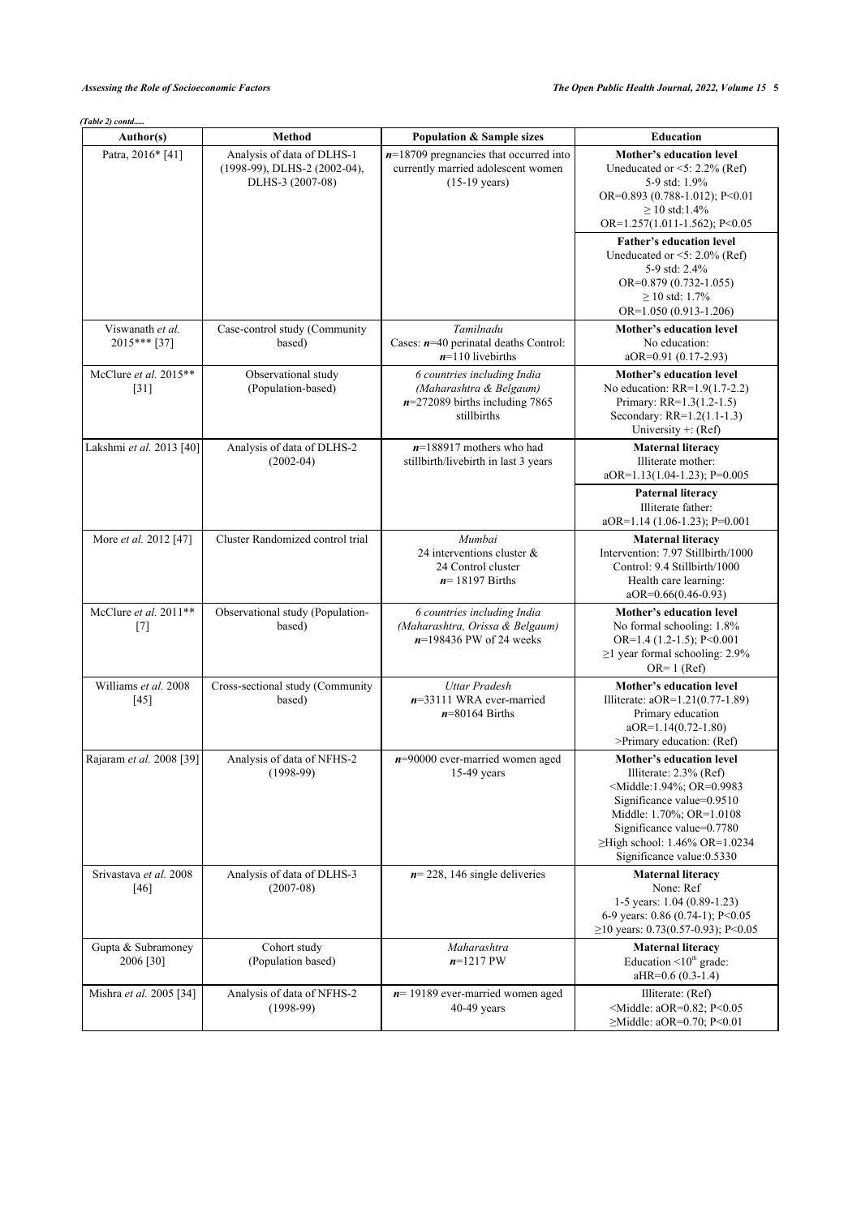*(Table 2) contd.....*

| Author(s) | Method | Population & Sample sizes | Education |
|---|---|---|---|
| Patra, 2016* [41] | Analysis of data of DLHS-1 (1998-99), DLHS-2 (2002-04), DLHS-3 (2007-08) | ***n***=18709 pregnancies that occurred into currently married adolescent women (15-19 years) | **Mother's education level**<br>Uneducated or <5: 2.2% (Ref)<br>5-9 std: 1.9%<br>OR=0.893 (0.788-1.012); P<0.01<br>≥ 10 std:1.4%<br>OR=1.257(1.011-1.562); P<0.05<br>**Father's education level**<br>Uneducated or <5: 2.0% (Ref)<br>5-9 std: 2.4%<br>OR=0.879 (0.732-1.055)<br>≥ 10 std: 1.7%<br>OR=1.050 (0.913-1.206) |
| Viswanath *et al.* 2015*** [37] | Case-control study (Community based) | *Tamilnadu*<br>Cases: ***n***=40 perinatal deaths Control: ***n***=110 livebirths | **Mother's education level**<br>No education:<br>aOR=0.91 (0.17-2.93) |
| McClure *et al.* 2015** [31] | Observational study (Population-based) | *6 countries including India (Maharashtra & Belgaum)*<br>***n***=272089 births including 7865 stillbirths | **Mother's education level**<br>No education: RR=1.9(1.7-2.2)<br>Primary: RR=1.3(1.2-1.5)<br>Secondary: RR=1.2(1.1-1.3)<br>University +: (Ref) |
| Lakshmi *et al.* 2013 [40] | Analysis of data of DLHS-2 (2002-04) | ***n***=188917 mothers who had stillbirth/livebirth in last 3 years | **Maternal literacy**<br>Illiterate mother:<br>aOR=1.13(1.04-1.23); P=0.005<br>**Paternal literacy**<br>Illiterate father:<br>aOR=1.14 (1.06-1.23); P=0.001 |
| More *et al.* 2012 [47] | Cluster Randomized control trial | *Mumbai*<br>24 interventions cluster &<br>24 Control cluster<br>***n***= 18197 Births | **Maternal literacy**<br>Intervention: 7.97 Stillbirth/1000<br>Control: 9.4 Stillbirth/1000<br>Health care learning:<br>aOR=0.66(0.46-0.93) |
| McClure *et al.* 2011** [7] | Observational study (Population-based) | *6 countries including India (Maharashtra, Orissa & Belgaum)*<br>***n***=198436 PW of 24 weeks | **Mother's education level**<br>No formal schooling: 1.8%<br>OR=1.4 (1.2-1.5); P<0.001<br>≥1 year formal schooling: 2.9%<br>OR= 1 (Ref) |
| Williams *et al.* 2008 [45] | Cross-sectional study (Community based) | *Uttar Pradesh*<br>***n***=33111 WRA ever-married<br>***n***=80164 Births | **Mother's education level**<br>Illiterate: aOR=1.21(0.77-1.89)<br>Primary education<br>aOR=1.14(0.72-1.80)<br>>Primary education: (Ref) |
| Rajaram *et al.* 2008 [39] | Analysis of data of NFHS-2 (1998-99) | ***n***=90000 ever-married women aged 15-49 years | **Mother's education level**<br>Illiterate: 2.3% (Ref)<br><Middle:1.94%; OR=0.9983<br>Significance value=0.9510<br>Middle: 1.70%; OR=1.0108<br>Significance value=0.7780<br>≥High school: 1.46% OR=1.0234<br>Significance value:0.5330 |
| Srivastava *et al.* 2008 [46] | Analysis of data of DLHS-3 (2007-08) | ***n***= 228, 146 single deliveries | **Maternal literacy**<br>None: Ref<br>1-5 years: 1.04 (0.89-1.23)<br>6-9 years: 0.86 (0.74-1); P<0.05<br>≥10 years: 0.73(0.57-0.93); P<0.05 |
| Gupta & Subramoney 2006 [30] | Cohort study (Population based) | *Maharashtra*<br>***n***=1217 PW | **Maternal literacy**<br>Education <10$^{th}$ grade:<br>aHR=0.6 (0.3-1.4) |
| Mishra *et al.* 2005 [34] | Analysis of data of NFHS-2 (1998-99) | ***n***= 19189 ever-married women aged 40-49 years | Illiterate: (Ref)<br><Middle: aOR=0.82; P<0.05<br>≥Middle: aOR=0.70; P<0.01 |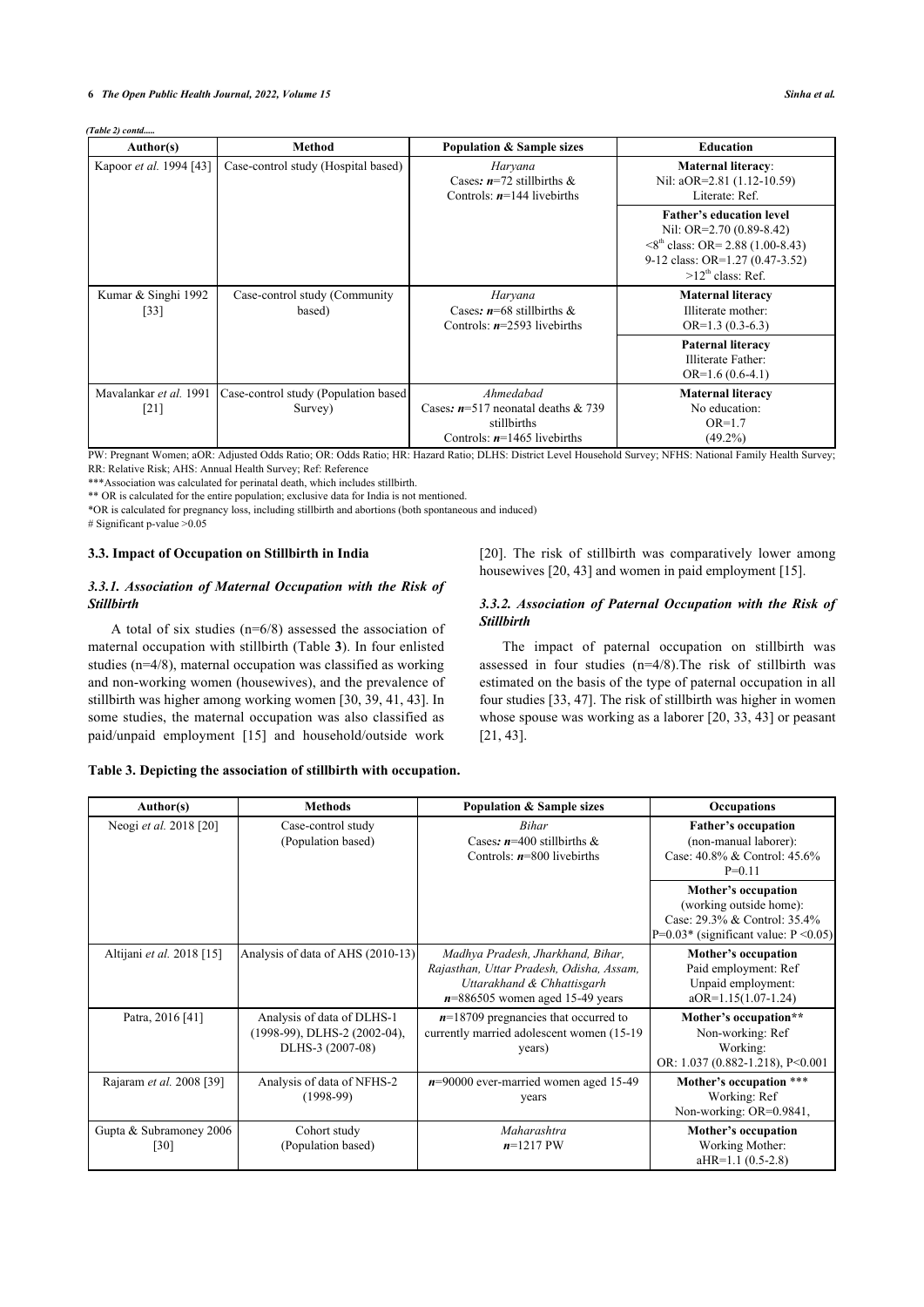*(Table 2) contd.....*

| Author(s) | Method | Population & Sample sizes | Education |
|---|---|---|---|
| Kapoor *et al.* 1994 [43] | Case-control study (Hospital based) | *Haryana*<br>Cases*:* ***n***=72 stillbirths &<br>Controls: ***n***=144 livebirths | **Maternal literacy**:<br>Nil: aOR=2.81 (1.12-10.59)<br>Literate: Ref. |
| | | | **Father's education level**<br>Nil: OR=2.70 (0.89-8.42)<br><8th class: OR= 2.88 (1.00-8.43)<br>9-12 class: OR=1.27 (0.47-3.52)<br>>12th class: Ref. |
| Kumar & Singhi 1992 [33] | Case-control study (Community based) | *Haryana*<br>Cases*:* ***n***=68 stillbirths &<br>Controls: ***n***=2593 livebirths | **Maternal literacy**<br>Illiterate mother:<br>OR=1.3 (0.3-6.3) |
| | | | **Paternal literacy**<br>Illiterate Father:<br>OR=1.6 (0.6-4.1) |
| Mavalankar *et al.* 1991 [21] | Case-control study (Population based Survey) | *Ahmedabad*<br>Cases*:* ***n***=517 neonatal deaths & 739 stillbirths<br>Controls: ***n***=1465 livebirths | **Maternal literacy**<br>No education:<br>OR=1.7<br>(49.2%) |

PW: Pregnant Women; aOR: Adjusted Odds Ratio; OR: Odds Ratio; HR: Hazard Ratio; DLHS: District Level Household Survey; NFHS: National Family Health Survey; RR: Relative Risk; AHS: Annual Health Survey; Ref: Reference

***Association was calculated for perinatal death, which includes stillbirth.

** OR is calculated for the entire population; exclusive data for India is not mentioned.

*OR is calculated for pregnancy loss, including stillbirth and abortions (both spontaneous and induced)

# Significant p-value >0.05

### 3.3. Impact of Occupation on Stillbirth in India

#### *3.3.1. Association of Maternal Occupation with the Risk of Stillbirth*

A total of six studies (n=6/8) assessed the association of maternal occupation with stillbirth (Table **3**). In four enlisted studies (n=4/8), maternal occupation was classified as working and non-working women (housewives), and the prevalence of stillbirth was higher among working women [30, 39, 41, 43]. In some studies, the maternal occupation was also classified as paid/unpaid employment [15] and household/outside work [20]. The risk of stillbirth was comparatively lower among housewives [20, 43] and women in paid employment [15].

#### *3.3.2. Association of Paternal Occupation with the Risk of Stillbirth*

The impact of paternal occupation on stillbirth was assessed in four studies (n=4/8).The risk of stillbirth was estimated on the basis of the type of paternal occupation in all four studies [33, 47]. The risk of stillbirth was higher in women whose spouse was working as a laborer [20, 33, 43] or peasant [21, 43].

**Table 3. Depicting the association of stillbirth with occupation.**

| Author(s) | Methods | Population & Sample sizes | Occupations |
|---|---|---|---|
| Neogi *et al.* 2018 [20] | Case-control study<br>(Population based) | *Bihar*<br>Cases*:* ***n***=400 stillbirths &<br>Controls: ***n***=800 livebirths | **Father's occupation**<br>(non-manual laborer):<br>Case: 40.8% & Control: 45.6%<br>P=0.11 |
| | | | **Mother's occupation**<br>(working outside home):<br>Case: 29.3% & Control: 35.4%<br>P=0.03* (significant value: P <0.05) |
| Altijani *et al.* 2018 [15] | Analysis of data of AHS (2010-13) | *Madhya Pradesh, Jharkhand, Bihar, Rajasthan, Uttar Pradesh, Odisha, Assam, Uttarakhand & Chhattisgarh*<br>***n***=886505 women aged 15-49 years | **Mother's occupation**<br>Paid employment: Ref<br>Unpaid employment:<br>aOR=1.15(1.07-1.24) |
| Patra, 2016 [41] | Analysis of data of DLHS-1 (1998-99), DLHS-2 (2002-04), DLHS-3 (2007-08) | ***n***=18709 pregnancies that occurred to currently married adolescent women (15-19 years) | **Mother's occupation****<br>Non-working: Ref<br>Working:<br>OR: 1.037 (0.882-1.218), P<0.001 |
| Rajaram *et al.* 2008 [39] | Analysis of data of NFHS-2 (1998-99) | ***n***=90000 ever-married women aged 15-49 years | **Mother's occupation** ***<br>Working: Ref<br>Non-working: OR=0.9841, |
| Gupta & Subramoney 2006 [30] | Cohort study<br>(Population based) | *Maharashtra*<br>***n***=1217 PW | **Mother's occupation**<br>Working Mother:<br>aHR=1.1 (0.5-2.8) |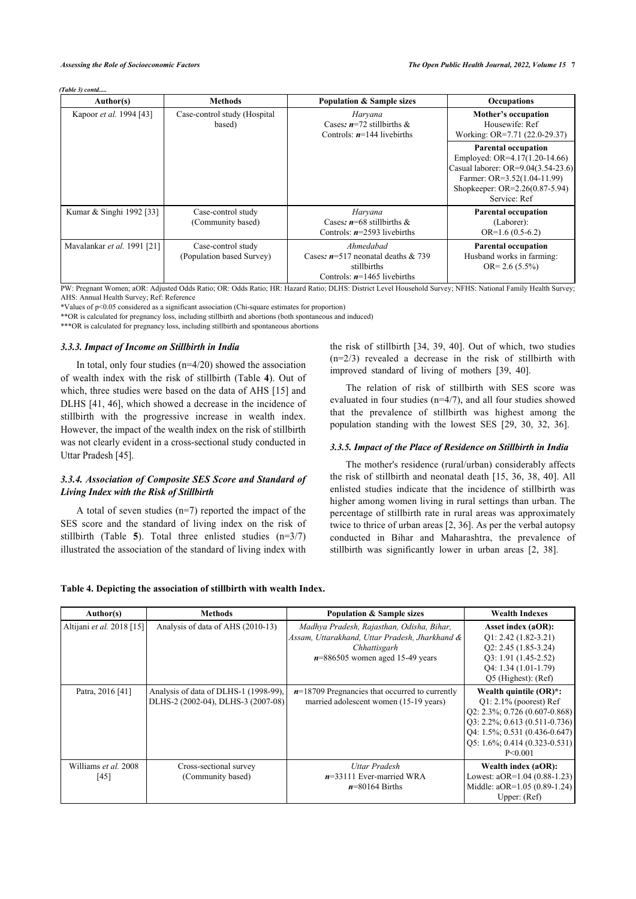*(Table 3) contd.....*

| Author(s) | Methods | Population & Sample sizes | Occupations |
|---|---|---|---|
| Kapoor *et al.* 1994 [43] | Case-control study (Hospital based) | *Haryana* Cases*: n*=72 stillbirths & Controls: *n*=144 livebirths | **Mother's occupation** Housewife: Ref Working: OR=7.71 (22.0-29.37) |
| | | | **Parental occupation** Employed: OR=4.17(1.20-14.66) Casual laborer: OR=9.04(3.54-23.6) Farmer: OR=3.52(1.04-11.99) Shopkeeper: OR=2.26(0.87-5.94) Service: Ref |
| Kumar & Singhi 1992 [33] | Case-control study (Community based) | *Haryana* Cases*: n*=68 stillbirths & Controls: *n*=2593 livebirths | **Parental occupation** (Laborer): OR=1.6 (0.5-6.2) |
| Mavalankar *et al.* 1991 [21] | Case-control study (Population based Survey) | *Ahmedabad* Cases*: n*=517 neonatal deaths & 739 stillbirths Controls: *n*=1465 livebirths | **Parental occupation** Husband works in farming: OR= 2.6 (5.5%) |

PW: Pregnant Women; aOR: Adjusted Odds Ratio; OR: Odds Ratio; HR: Hazard Ratio; DLHS: District Level Household Survey; NFHS: National Family Health Survey; AHS: Annual Health Survey; Ref: Reference

*Values of $p<0.05$ considered as a significant association (Chi-square estimates for proportion)

**OR is calculated for pregnancy loss, including stillbirth and abortions (both spontaneous and induced)

***OR is calculated for pregnancy loss, including stillbirth and spontaneous abortions

#### 3.3.3. Impact of Income on Stillbirth in India

In total, only four studies (n=4/20) showed the association of wealth index with the risk of stillbirth (Table **4**). Out of which, three studies were based on the data of AHS [15] and DLHS [41, 46], which showed a decrease in the incidence of stillbirth with the progressive increase in wealth index. However, the impact of the wealth index on the risk of stillbirth was not clearly evident in a cross-sectional study conducted in Uttar Pradesh [45].

#### 3.3.4. Association of Composite SES Score and Standard of Living Index with the Risk of Stillbirth

A total of seven studies (n=7) reported the impact of the SES score and the standard of living index on the risk of stillbirth (Table **5**). Total three enlisted studies (n=3/7) illustrated the association of the standard of living index with the risk of stillbirth [34, 39, 40]. Out of which, two studies (n=2/3) revealed a decrease in the risk of stillbirth with improved standard of living of mothers [39, 40].

The relation of risk of stillbirth with SES score was evaluated in four studies (n=4/7), and all four studies showed that the prevalence of stillbirth was highest among the population standing with the lowest SES [29, 30, 32, 36].

#### 3.3.5. Impact of the Place of Residence on Stillbirth in India

The mother's residence (rural/urban) considerably affects the risk of stillbirth and neonatal death [15, 36, 38, 40]. All enlisted studies indicate that the incidence of stillbirth was higher among women living in rural settings than urban. The percentage of stillbirth rate in rural areas was approximately twice to thrice of urban areas [2, 36]. As per the verbal autopsy conducted in Bihar and Maharashtra, the prevalence of stillbirth was significantly lower in urban areas [2, 38].

**Table 4. Depicting the association of stillbirth with wealth Index.**

| Author(s) | Methods | Population & Sample sizes | Wealth Indexes |
|---|---|---|---|
| Altijani *et al.* 2018 [15] | Analysis of data of AHS (2010-13) | *Madhya Pradesh, Rajasthan, Odisha, Bihar, Assam, Uttarakhand, Uttar Pradesh, Jharkhand & Chhattisgarh* *n*=886505 women aged 15-49 years | **Asset index (aOR):** Q1: 2.42 (1.82-3.21) Q2: 2.45 (1.85-3.24) Q3: 1.91 (1.45-2.52) Q4: 1.34 (1.01-1.79) Q5 (Highest): (Ref) |
| Patra, 2016 [41] | Analysis of data of DLHS-1 (1998-99), DLHS-2 (2002-04), DLHS-3 (2007-08) | *n*=18709 Pregnancies that occurred to currently married adolescent women (15-19 years) | **Wealth quintile (OR)*:** Q1: 2.1% (poorest) Ref Q2: 2.3%; 0.726 (0.607-0.868) Q3: 2.2%; 0.613 (0.511-0.736) Q4: 1.5%; 0.531 (0.436-0.647) Q5: 1.6%; 0.414 (0.323-0.531) P<0.001 |
| Williams *et al.* 2008 [45] | Cross-sectional survey (Community based) | *Uttar Pradesh* *n*=33111 Ever-married WRA *n*=80164 Births | **Wealth index (aOR):** Lowest: aOR=1.04 (0.88-1.23) Middle: aOR=1.05 (0.89-1.24) Upper: (Ref) |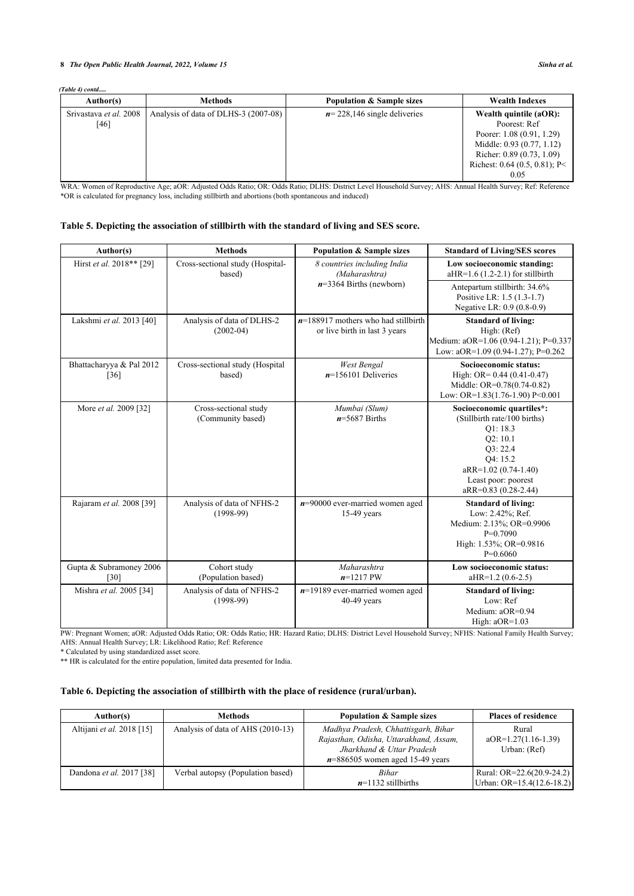*(Table 4) contd.....*

| Author(s) | Methods | Population & Sample sizes | Wealth Indexes |
|---|---|---|---|
| Srivastava *et al.* 2008 [46] | Analysis of data of DLHS-3 (2007-08) | *n*= 228,146 single deliveries | **Wealth quintile (aOR):** Poorest: Ref Poorer: 1.08 (0.91, 1.29) Middle: 0.93 (0.77, 1.12) Richer: 0.89 (0.73, 1.09) Richest: 0.64 (0.5, 0.81); P< 0.05 |

WRA: Women of Reproductive Age; aOR: Adjusted Odds Ratio; OR: Odds Ratio; DLHS: District Level Household Survey; AHS: Annual Health Survey; Ref: Reference
*OR is calculated for pregnancy loss, including stillbirth and abortions (both spontaneous and induced)

**Table 5. Depicting the association of stillbirth with the standard of living and SES score.**

| Author(s) | Methods | Population & Sample sizes | Standard of Living/SES scores |
|---|---|---|---|
| Hirst *et al.* 2018** [29] | Cross-sectional study (Hospital-based) | *8 countries including India (Maharashtra)* *n*=3364 Births (newborn) | **Low socioeconomic standing:** aHR=1.6 (1.2-2.1) for stillbirth<br>Antepartum stillbirth: 34.6% Positive LR: 1.5 (1.3-1.7) Negative LR: 0.9 (0.8-0.9) |
| Lakshmi *et al.* 2013 [40] | Analysis of data of DLHS-2 (2002-04) | *n*=188917 mothers who had stillbirth or live birth in last 3 years | **Standard of living:** High: (Ref) Medium: aOR=1.06 (0.94-1.21); P=0.337 Low: aOR=1.09 (0.94-1.27); P=0.262 |
| Bhattacharyya & Pal 2012 [36] | Cross-sectional study (Hospital based) | *West Bengal* *n*=156101 Deliveries | **Socioeconomic status:** High: OR= 0.44 (0.41-0.47) Middle: OR=0.78(0.74-0.82) Low: OR=1.83(1.76-1.90) P<0.001 |
| More *et al.* 2009 [32] | Cross-sectional study (Community based) | *Mumbai (Slum)* *n*=5687 Births | **Socioeconomic quartiles*:** (Stillbirth rate/100 births) Q1: 18.3 Q2: 10.1 Q3: 22.4 Q4: 15.2 aRR=1.02 (0.74-1.40) Least poor: poorest aRR=0.83 (0.28-2.44) |
| Rajaram *et al.* 2008 [39] | Analysis of data of NFHS-2 (1998-99) | *n*=90000 ever-married women aged 15-49 years | **Standard of living:** Low: 2.42%; Ref. Medium: 2.13%; OR=0.9906 P=0.7090 High: 1.53%; OR=0.9816 P=0.6060 |
| Gupta & Subramoney 2006 [30] | Cohort study (Population based) | *Maharashtra* *n*=1217 PW | **Low socioeconomic status:** aHR=1.2 (0.6-2.5) |
| Mishra *et al.* 2005 [34] | Analysis of data of NFHS-2 (1998-99) | *n*=19189 ever-married women aged 40-49 years | **Standard of living:** Low: Ref Medium: aOR=0.94 High: aOR=1.03 |

PW: Pregnant Women; aOR: Adjusted Odds Ratio; OR: Odds Ratio; HR: Hazard Ratio; DLHS: District Level Household Survey; NFHS: National Family Health Survey; AHS: Annual Health Survey; LR: Likelihood Ratio; Ref: Reference
* Calculated by using standardized asset score.
** HR is calculated for the entire population, limited data presented for India.

**Table 6. Depicting the association of stillbirth with the place of residence (rural/urban).**

| Author(s) | Methods | Population & Sample sizes | Places of residence |
|---|---|---|---|
| Altijani *et al.* 2018 [15] | Analysis of data of AHS (2010-13) | *Madhya Pradesh, Chhattisgarh, Bihar Rajasthan, Odisha, Uttarakhand, Assam, Jharkhand & Uttar Pradesh* *n*=886505 women aged 15-49 years | Rural aOR=1.27(1.16-1.39) Urban: (Ref) |
| Dandona *et al.* 2017 [38] | Verbal autopsy (Population based) | *Bihar* *n*=1132 stillbirths | Rural: OR=22.6(20.9-24.2) Urban: OR=15.4(12.6-18.2) |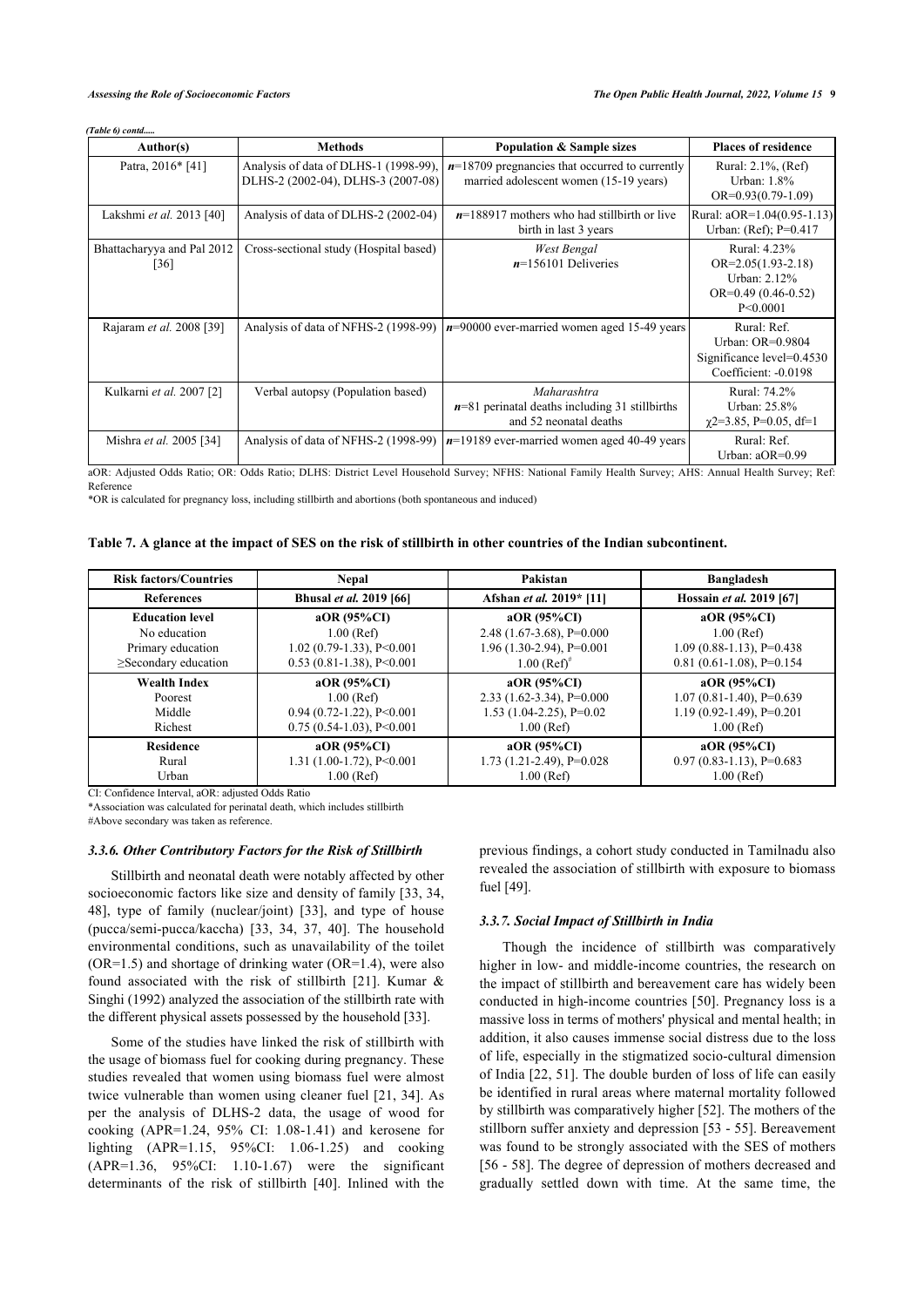*(Table 6) contd.....*

| Author(s) | Methods | Population & Sample sizes | Places of residence |
|---|---|---|---|
| Patra, 2016* [41] | Analysis of data of DLHS-1 (1998-99), DLHS-2 (2002-04), DLHS-3 (2007-08) | ***n***=18709 pregnancies that occurred to currently married adolescent women (15-19 years) | Rural: 2.1%, (Ref) Urban: 1.8% OR=0.93(0.79-1.09) |
| Lakshmi *et al.* 2013 [40] | Analysis of data of DLHS-2 (2002-04) | ***n***=188917 mothers who had stillbirth or live birth in last 3 years | Rural: aOR=1.04(0.95-1.13) Urban: (Ref); P=0.417 |
| Bhattacharyya and Pal 2012 [36] | Cross-sectional study (Hospital based) | *West Bengal* ***n***=156101 Deliveries | Rural: 4.23% OR=2.05(1.93-2.18) Urban: 2.12% OR=0.49 (0.46-0.52) P<0.0001 |
| Rajaram *et al.* 2008 [39] | Analysis of data of NFHS-2 (1998-99) | ***n***=90000 ever-married women aged 15-49 years | Rural: Ref. Urban: OR=0.9804 Significance level=0.4530 Coefficient: -0.0198 |
| Kulkarni *et al.* 2007 [2] | Verbal autopsy (Population based) | *Maharashtra* ***n***=81 perinatal deaths including 31 stillbirths and 52 neonatal deaths | Rural: 74.2% Urban: 25.8% $\chi^2$=3.85, P=0.05, df=1 |
| Mishra *et al.* 2005 [34] | Analysis of data of NFHS-2 (1998-99) | ***n***=19189 ever-married women aged 40-49 years | Rural: Ref. Urban: aOR=0.99 |

aOR: Adjusted Odds Ratio; OR: Odds Ratio; DLHS: District Level Household Survey; NFHS: National Family Health Survey; AHS: Annual Health Survey; Ref: Reference

*OR is calculated for pregnancy loss, including stillbirth and abortions (both spontaneous and induced)

**Table 7. A glance at the impact of SES on the risk of stillbirth in other countries of the Indian subcontinent.**

| Risk factors/Countries | Nepal | Pakistan | Bangladesh |
|---|---|---|---|
| **References** | **Bhusal *et al.* 2019 [66]** | **Afshan *et al.* 2019* [11]** | **Hossain *et al.* 2019 [67]** |
| **Education level** | **aOR (95%CI)** | **aOR (95%CI)** | **aOR (95%CI)** |
| No education | 1.00 (Ref) | 2.48 (1.67-3.68), P=0.000 | 1.00 (Ref) |
| Primary education | 1.02 (0.79-1.33), P<0.001 | 1.96 (1.30-2.94), P=0.001 | 1.09 (0.88-1.13), P=0.438 |
| ≥Secondary education | 0.53 (0.81-1.38), P<0.001 | 1.00 (Ref)[#] | 0.81 (0.61-1.08), P=0.154 |
| **Wealth Index** | **aOR (95%CI)** | **aOR (95%CI)** | **aOR (95%CI)** |
| Poorest | 1.00 (Ref) | 2.33 (1.62-3.34), P=0.000 | 1.07 (0.81-1.40), P=0.639 |
| Middle | 0.94 (0.72-1.22), P<0.001 | 1.53 (1.04-2.25), P=0.02 | 1.19 (0.92-1.49), P=0.201 |
| Richest | 0.75 (0.54-1.03), P<0.001 | 1.00 (Ref) | 1.00 (Ref) |
| **Residence** | **aOR (95%CI)** | **aOR (95%CI)** | **aOR (95%CI)** |
| Rural | 1.31 (1.00-1.72), P<0.001 | 1.73 (1.21-2.49), P=0.028 | 0.97 (0.83-1.13), P=0.683 |
| Urban | 1.00 (Ref) | 1.00 (Ref) | 1.00 (Ref) |

CI: Confidence Interval, aOR: adjusted Odds Ratio

*Association was calculated for perinatal death, which includes stillbirth

#Above secondary was taken as reference.

### 3.3.6. Other Contributory Factors for the Risk of Stillbirth

Stillbirth and neonatal death were notably affected by other socioeconomic factors like size and density of family [33, 34, 48], type of family (nuclear/joint) [33], and type of house (pucca/semi-pucca/kaccha) [33, 34, 37, 40]. The household environmental conditions, such as unavailability of the toilet (OR=1.5) and shortage of drinking water (OR=1.4), were also found associated with the risk of stillbirth [21]. Kumar & Singhi (1992) analyzed the association of the stillbirth rate with the different physical assets possessed by the household [33].

Some of the studies have linked the risk of stillbirth with the usage of biomass fuel for cooking during pregnancy. These studies revealed that women using biomass fuel were almost twice vulnerable than women using cleaner fuel [21, 34]. As per the analysis of DLHS-2 data, the usage of wood for cooking (APR=1.24, 95% CI: 1.08-1.41) and kerosene for lighting (APR=1.15, 95%CI: 1.06-1.25) and cooking (APR=1.36, 95%CI: 1.10-1.67) were the significant determinants of the risk of stillbirth [40]. Inlined with the previous findings, a cohort study conducted in Tamilnadu also revealed the association of stillbirth with exposure to biomass fuel [49].

### 3.3.7. Social Impact of Stillbirth in India

Though the incidence of stillbirth was comparatively higher in low- and middle-income countries, the research on the impact of stillbirth and bereavement care has widely been conducted in high-income countries [50]. Pregnancy loss is a massive loss in terms of mothers' physical and mental health; in addition, it also causes immense social distress due to the loss of life, especially in the stigmatized socio-cultural dimension of India [22, 51]. The double burden of loss of life can easily be identified in rural areas where maternal mortality followed by stillbirth was comparatively higher [52]. The mothers of the stillborn suffer anxiety and depression [53 - 55]. Bereavement was found to be strongly associated with the SES of mothers [56 - 58]. The degree of depression of mothers decreased and gradually settled down with time. At the same time, the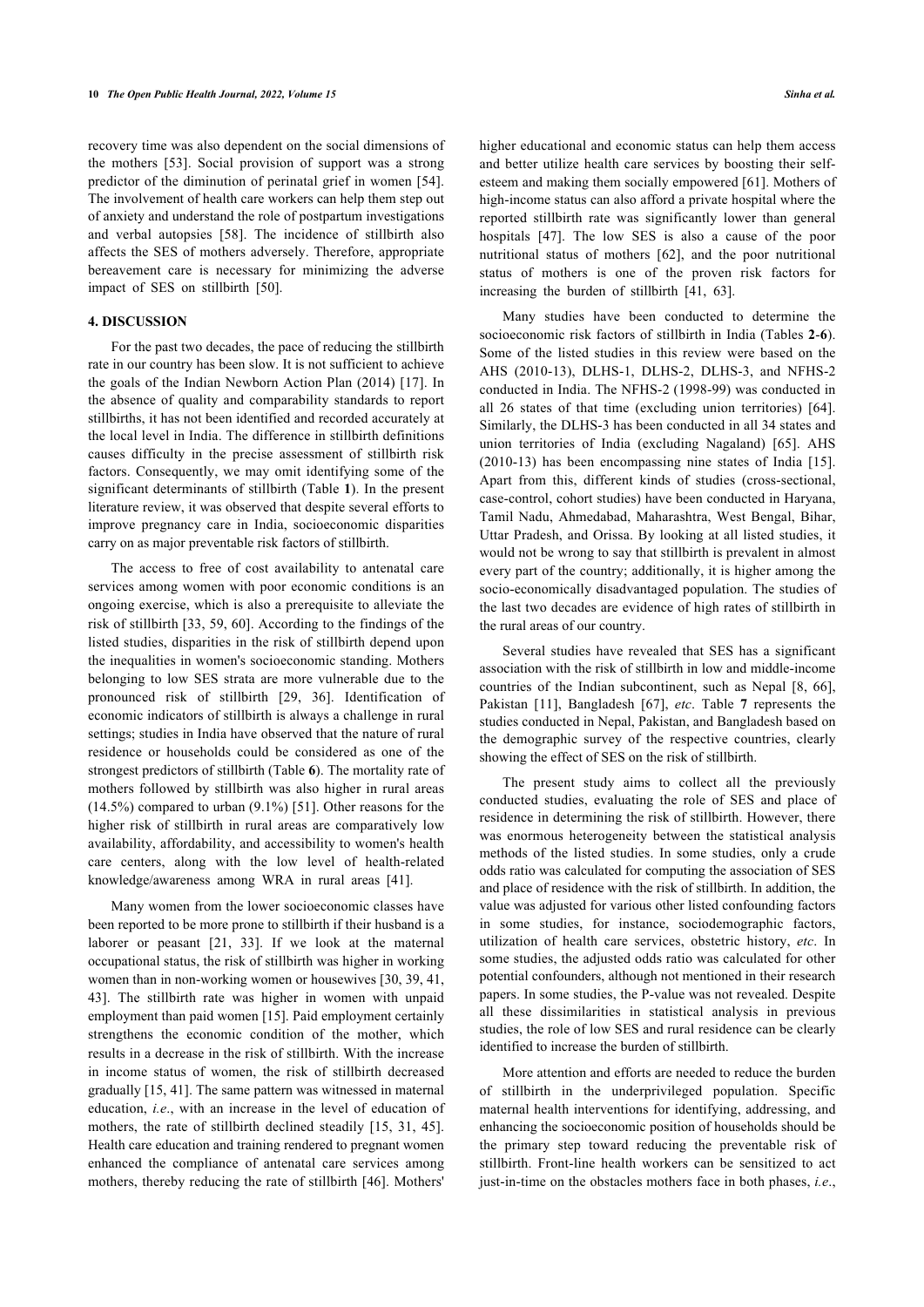recovery time was also dependent on the social dimensions of the mothers [53]. Social provision of support was a strong predictor of the diminution of perinatal grief in women [54]. The involvement of health care workers can help them step out of anxiety and understand the role of postpartum investigations and verbal autopsies [58]. The incidence of stillbirth also affects the SES of mothers adversely. Therefore, appropriate bereavement care is necessary for minimizing the adverse impact of SES on stillbirth [50].

## 4. DISCUSSION

For the past two decades, the pace of reducing the stillbirth rate in our country has been slow. It is not sufficient to achieve the goals of the Indian Newborn Action Plan (2014) [17]. In the absence of quality and comparability standards to report stillbirths, it has not been identified and recorded accurately at the local level in India. The difference in stillbirth definitions causes difficulty in the precise assessment of stillbirth risk factors. Consequently, we may omit identifying some of the significant determinants of stillbirth (Table **1**). In the present literature review, it was observed that despite several efforts to improve pregnancy care in India, socioeconomic disparities carry on as major preventable risk factors of stillbirth.

The access to free of cost availability to antenatal care services among women with poor economic conditions is an ongoing exercise, which is also a prerequisite to alleviate the risk of stillbirth [33, 59, 60]. According to the findings of the listed studies, disparities in the risk of stillbirth depend upon the inequalities in women's socioeconomic standing. Mothers belonging to low SES strata are more vulnerable due to the pronounced risk of stillbirth [29, 36]. Identification of economic indicators of stillbirth is always a challenge in rural settings; studies in India have observed that the nature of rural residence or households could be considered as one of the strongest predictors of stillbirth (Table **6**). The mortality rate of mothers followed by stillbirth was also higher in rural areas (14.5%) compared to urban (9.1%) [51]. Other reasons for the higher risk of stillbirth in rural areas are comparatively low availability, affordability, and accessibility to women's health care centers, along with the low level of health-related knowledge/awareness among WRA in rural areas [41].

Many women from the lower socioeconomic classes have been reported to be more prone to stillbirth if their husband is a laborer or peasant [21, 33]. If we look at the maternal occupational status, the risk of stillbirth was higher in working women than in non-working women or housewives [30, 39, 41, 43]. The stillbirth rate was higher in women with unpaid employment than paid women [15]. Paid employment certainly strengthens the economic condition of the mother, which results in a decrease in the risk of stillbirth. With the increase in income status of women, the risk of stillbirth decreased gradually [15, 41]. The same pattern was witnessed in maternal education, *i.e*., with an increase in the level of education of mothers, the rate of stillbirth declined steadily [15, 31, 45]. Health care education and training rendered to pregnant women enhanced the compliance of antenatal care services among mothers, thereby reducing the rate of stillbirth [46]. Mothers' higher educational and economic status can help them access and better utilize health care services by boosting their self-esteem and making them socially empowered [61]. Mothers of high-income status can also afford a private hospital where the reported stillbirth rate was significantly lower than general hospitals [47]. The low SES is also a cause of the poor nutritional status of mothers [62], and the poor nutritional status of mothers is one of the proven risk factors for increasing the burden of stillbirth [41, 63].

Many studies have been conducted to determine the socioeconomic risk factors of stillbirth in India (Tables **2**-**6**). Some of the listed studies in this review were based on the AHS (2010-13), DLHS-1, DLHS-2, DLHS-3, and NFHS-2 conducted in India. The NFHS-2 (1998-99) was conducted in all 26 states of that time (excluding union territories) [64]. Similarly, the DLHS-3 has been conducted in all 34 states and union territories of India (excluding Nagaland) [65]. AHS (2010-13) has been encompassing nine states of India [15]. Apart from this, different kinds of studies (cross-sectional, case-control, cohort studies) have been conducted in Haryana, Tamil Nadu, Ahmedabad, Maharashtra, West Bengal, Bihar, Uttar Pradesh, and Orissa. By looking at all listed studies, it would not be wrong to say that stillbirth is prevalent in almost every part of the country; additionally, it is higher among the socio-economically disadvantaged population. The studies of the last two decades are evidence of high rates of stillbirth in the rural areas of our country.

Several studies have revealed that SES has a significant association with the risk of stillbirth in low and middle-income countries of the Indian subcontinent, such as Nepal [8, 66], Pakistan [11], Bangladesh [67], *etc*. Table **7** represents the studies conducted in Nepal, Pakistan, and Bangladesh based on the demographic survey of the respective countries, clearly showing the effect of SES on the risk of stillbirth.

The present study aims to collect all the previously conducted studies, evaluating the role of SES and place of residence in determining the risk of stillbirth. However, there was enormous heterogeneity between the statistical analysis methods of the listed studies. In some studies, only a crude odds ratio was calculated for computing the association of SES and place of residence with the risk of stillbirth. In addition, the value was adjusted for various other listed confounding factors in some studies, for instance, sociodemographic factors, utilization of health care services, obstetric history, *etc*. In some studies, the adjusted odds ratio was calculated for other potential confounders, although not mentioned in their research papers. In some studies, the P-value was not revealed. Despite all these dissimilarities in statistical analysis in previous studies, the role of low SES and rural residence can be clearly identified to increase the burden of stillbirth.

More attention and efforts are needed to reduce the burden of stillbirth in the underprivileged population. Specific maternal health interventions for identifying, addressing, and enhancing the socioeconomic position of households should be the primary step toward reducing the preventable risk of stillbirth. Front-line health workers can be sensitized to act just-in-time on the obstacles mothers face in both phases, *i.e*.,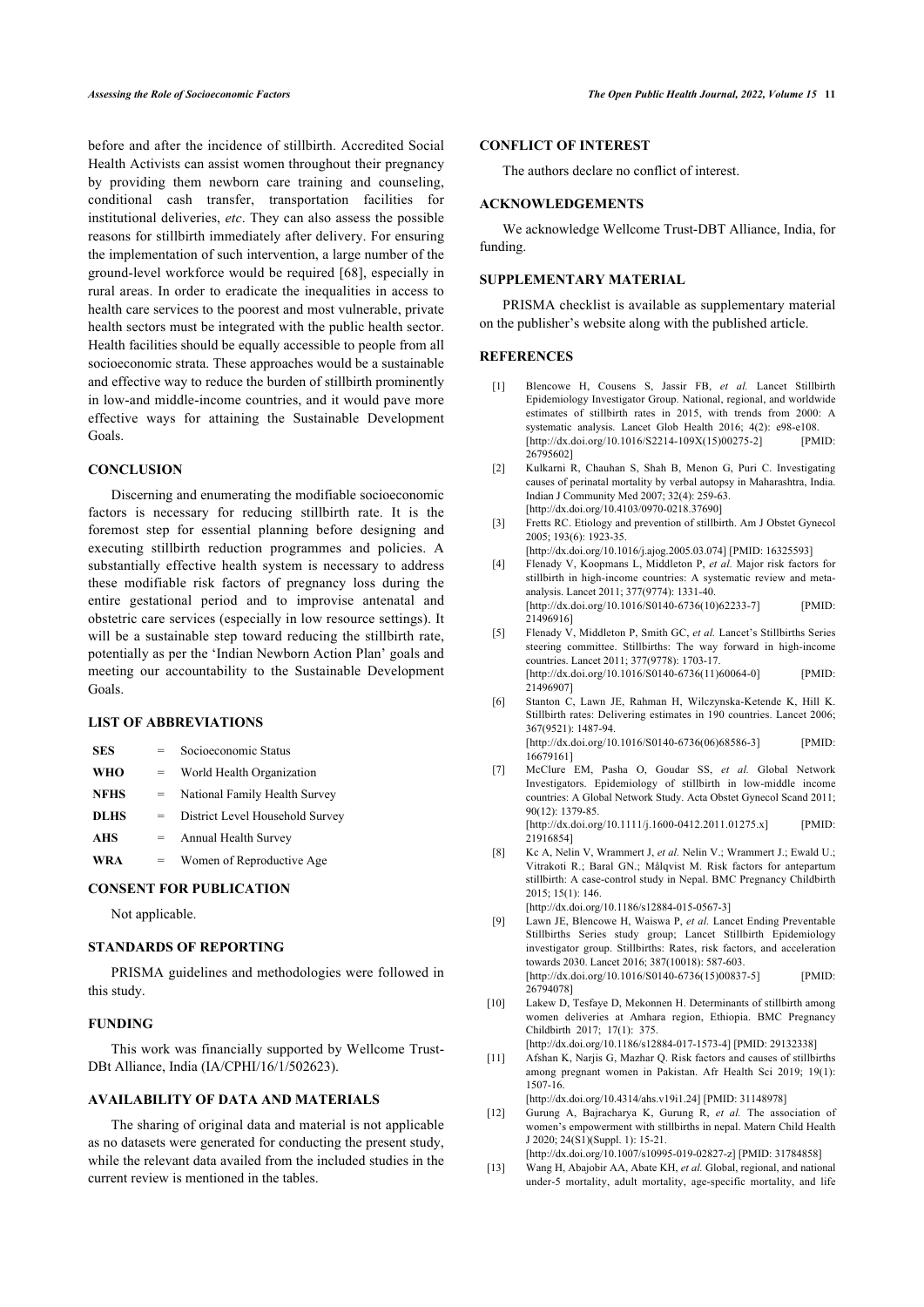before and after the incidence of stillbirth. Accredited Social Health Activists can assist women throughout their pregnancy by providing them newborn care training and counseling, conditional cash transfer, transportation facilities for institutional deliveries, *etc*. They can also assess the possible reasons for stillbirth immediately after delivery. For ensuring the implementation of such intervention, a large number of the ground-level workforce would be required [68], especially in rural areas. In order to eradicate the inequalities in access to health care services to the poorest and most vulnerable, private health sectors must be integrated with the public health sector. Health facilities should be equally accessible to people from all socioeconomic strata. These approaches would be a sustainable and effective way to reduce the burden of stillbirth prominently in low-and middle-income countries, and it would pave more effective ways for attaining the Sustainable Development Goals.

## CONCLUSION

Discerning and enumerating the modifiable socioeconomic factors is necessary for reducing stillbirth rate. It is the foremost step for essential planning before designing and executing stillbirth reduction programmes and policies. A substantially effective health system is necessary to address these modifiable risk factors of pregnancy loss during the entire gestational period and to improvise antenatal and obstetric care services (especially in low resource settings). It will be a sustainable step toward reducing the stillbirth rate, potentially as per the 'Indian Newborn Action Plan' goals and meeting our accountability to the Sustainable Development Goals.

## LIST OF ABBREVIATIONS

| | | |
|---|---|---|
| **SES** | = | Socioeconomic Status |
| **WHO** | = | World Health Organization |
| **NFHS** | = | National Family Health Survey |
| **DLHS** | = | District Level Household Survey |
| **AHS** | = | Annual Health Survey |
| **WRA** | = | Women of Reproductive Age |

## CONSENT FOR PUBLICATION

Not applicable.

## STANDARDS OF REPORTING

PRISMA guidelines and methodologies were followed in this study.

## FUNDING

This work was financially supported by Wellcome Trust-DBt Alliance, India (IA/CPHI/16/1/502623).

## AVAILABILITY OF DATA AND MATERIALS

The sharing of original data and material is not applicable as no datasets were generated for conducting the present study, while the relevant data availed from the included studies in the current review is mentioned in the tables.

## CONFLICT OF INTEREST

The authors declare no conflict of interest.

## ACKNOWLEDGEMENTS

We acknowledge Wellcome Trust-DBT Alliance, India, for funding.

## SUPPLEMENTARY MATERIAL

PRISMA checklist is available as supplementary material on the publisher's website along with the published article.

## REFERENCES

[1] Blencowe H, Cousens S, Jassir FB, *et al.* Lancet Stillbirth Epidemiology Investigator Group. National, regional, and worldwide estimates of stillbirth rates in 2015, with trends from 2000: A systematic analysis. Lancet Glob Health 2016; 4(2): e98-e108. [http://dx.doi.org/10.1016/S2214-109X(15)00275-2] [PMID: 26795602]

[2] Kulkarni R, Chauhan S, Shah B, Menon G, Puri C. Investigating causes of perinatal mortality by verbal autopsy in Maharashtra, India. Indian J Community Med 2007; 32(4): 259-63. [http://dx.doi.org/10.4103/0970-0218.37690]

[3] Fretts RC. Etiology and prevention of stillbirth. Am J Obstet Gynecol 2005; 193(6): 1923-35. [http://dx.doi.org/10.1016/j.ajog.2005.03.074] [PMID: 16325593]

[4] Flenady V, Koopmans L, Middleton P, *et al.* Major risk factors for stillbirth in high-income countries: A systematic review and meta-analysis. Lancet 2011; 377(9774): 1331-40. [http://dx.doi.org/10.1016/S0140-6736(10)62233-7] [PMID: 21496916]

[5] Flenady V, Middleton P, Smith GC, *et al.* Lancet's Stillbirths Series steering committee. Stillbirths: The way forward in high-income countries. Lancet 2011; 377(9778): 1703-17. [http://dx.doi.org/10.1016/S0140-6736(11)60064-0] [PMID: 21496907]

[6] Stanton C, Lawn JE, Rahman H, Wilczynska-Ketende K, Hill K. Stillbirth rates: Delivering estimates in 190 countries. Lancet 2006; 367(9521): 1487-94. [http://dx.doi.org/10.1016/S0140-6736(06)68586-3] [PMID: 16679161]

[7] McClure EM, Pasha O, Goudar SS, *et al.* Global Network Investigators. Epidemiology of stillbirth in low-middle income countries: A Global Network Study. Acta Obstet Gynecol Scand 2011; 90(12): 1379-85. [http://dx.doi.org/10.1111/j.1600-0412.2011.01275.x] [PMID: 21916854]

[8] Kc A, Nelin V, Wrammert J, *et al.* Nelin V.; Wrammert J.; Ewald U.; Vitrakoti R.; Baral GN.; Målqvist M. Risk factors for antepartum stillbirth: A case-control study in Nepal. BMC Pregnancy Childbirth 2015; 15(1): 146. [http://dx.doi.org/10.1186/s12884-015-0567-3]

[9] Lawn JE, Blencowe H, Waiswa P, *et al.* Lancet Ending Preventable Stillbirths Series study group; Lancet Stillbirth Epidemiology investigator group. Stillbirths: Rates, risk factors, and acceleration towards 2030. Lancet 2016; 387(10018): 587-603. [http://dx.doi.org/10.1016/S0140-6736(15)00837-5] [PMID: 26794078]

[10] Lakew D, Tesfaye D, Mekonnen H. Determinants of stillbirth among women deliveries at Amhara region, Ethiopia. BMC Pregnancy Childbirth 2017; 17(1): 375. [http://dx.doi.org/10.1186/s12884-017-1573-4] [PMID: 29132338]

[11] Afshan K, Narjis G, Mazhar Q. Risk factors and causes of stillbirths among pregnant women in Pakistan. Afr Health Sci 2019; 19(1): 1507-16. [http://dx.doi.org/10.4314/ahs.v19i1.24] [PMID: 31148978]

[12] Gurung A, Bajracharya K, Gurung R, *et al.* The association of women's empowerment with stillbirths in nepal. Matern Child Health J 2020; 24(S1)(Suppl. 1): 15-21. [http://dx.doi.org/10.1007/s10995-019-02827-z] [PMID: 31784858]

[13] Wang H, Abajobir AA, Abate KH, *et al.* Global, regional, and national under-5 mortality, adult mortality, age-specific mortality, and life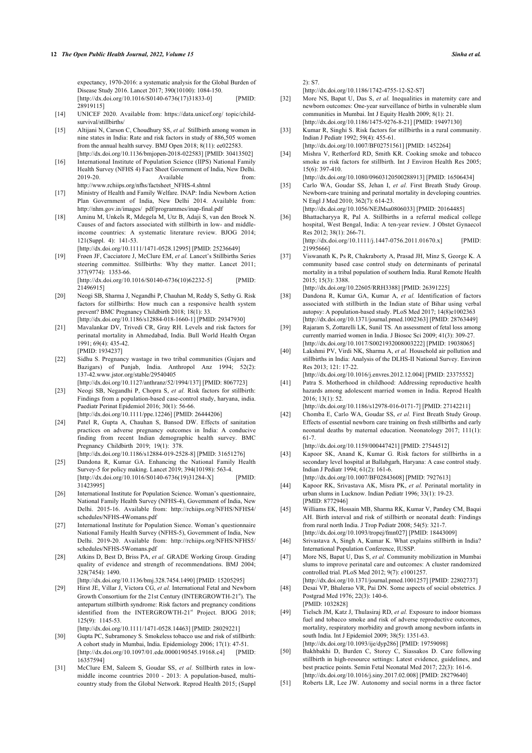expectancy, 1970-2016: a systematic analysis for the Global Burden of Disease Study 2016. Lancet 2017; 390(10100): 1084-150. [http://dx.doi.org/10.1016/S0140-6736(17)31833-0] [PMID: 28919115]

[14] UNICEF 2020. Available from: https://data.unicef.org/ topic/child-survival/stillbirths/

[15] Altijani N, Carson C, Choudhury SS, *et al.* Stillbirth among women in nine states in India: Rate and risk factors in study of 886,505 women from the annual health survey. BMJ Open 2018; 8(11): ee022583. [http://dx.doi.org/10.1136/bmjopen-2018-022583] [PMID: 30413502]

[16] International Institute of Population Science (IIPS) National Family Health Survey (NFHS 4) Fact Sheet Government of India, New Delhi. 2019-20. Available from: http://www.rchiips.org/nfhs/factsheet_NFHS-4.shtml

[17] Ministry of Health and Family Welfare. INAP: India Newborn Action Plan Government of India, New Delhi 2014. Available from: http://nhm.gov.in/images/ pdf/programmes/inap-final.pdf

[18] Aminu M, Unkels R, Mdegela M, Utz B, Adaji S, van den Broek N. Causes of and factors associated with stillbirth in low- and middle-income countries: A systematic literature review. BJOG 2014; 121(Suppl. 4): 141-53. [http://dx.doi.org/10.1111/1471-0528.12995] [PMID: 25236649]

[19] Frøen JF, Cacciatore J, McClure EM, *et al.* Lancet's Stillbirths Series steering committee. Stillbirths: Why they matter. Lancet 2011; 377(9774): 1353-66. [http://dx.doi.org/10.1016/S0140-6736(10)62232-5] [PMID: 21496915]

[20] Neogi SB, Sharma J, Negandhi P, Chauhan M, Reddy S, Sethy G. Risk factors for stillbirths: How much can a responsive health system prevent? BMC Pregnancy Childbirth 2018; 18(1): 33. [http://dx.doi.org/10.1186/s12884-018-1660-1] [PMID: 29347930]

[21] Mavalankar DV, Trivedi CR, Gray RH. Levels and risk factors for perinatal mortality in Ahmedabad, India. Bull World Health Organ 1991; 69(4): 435-42. [PMID: 1934237]

[22] Sidhu S. Pregnancy wastage in two tribal communities (Gujars and Bazigars) of Punjab, India. Anthropol Anz 1994; 52(2): 137-42.www.jstor.org/stable/29540405 [http://dx.doi.org/10.1127/anthranz/52/1994/137] [PMID: 8067723]

[23] Neogi SB, Negandhi P, Chopra S, *et al.* Risk factors for stillbirth: Findings from a population-based case-control study, haryana, india. Paediatr Perinat Epidemiol 2016; 30(1): 56-66. [http://dx.doi.org/10.1111/ppe.12246] [PMID: 26444206]

[24] Patel R, Gupta A, Chauhan S, Bansod DW. Effects of sanitation practices on adverse pregnancy outcomes in India: A conducive finding from recent Indian demographic health survey. BMC Pregnancy Childbirth 2019; 19(1): 378. [http://dx.doi.org/10.1186/s12884-019-2528-8] [PMID: 31651276]

[25] Dandona R, Kumar GA. Enhancing the National Family Health Survey-5 for policy making. Lancet 2019; 394(10198): 563-4. [http://dx.doi.org/10.1016/S0140-6736(19)31284-X] [PMID: 31423995]

[26] International Institute for Population Science. Woman's questionnaire, National Family Health Survey (NFHS-4), Government of India, New Delhi. 2015-16. Available from: http://rchiips.org/NFHS/NFHS4/ schedules/NFHS-4Womans.pdf

[27] International Institute for Population Sience. Woman's questionnaire National Family Health Survey (NFHS-5), Government of India, New Delhi. 2019-20. Available from: http://rchiips.org/NFHS/NFHS5/ schedules/NFHS-5Womans.pdf

[28] Atkins D, Best D, Briss PA, *et al.* GRADE Working Group. Grading quality of evidence and strength of recommendations. BMJ 2004; 328(7454): 1490. [http://dx.doi.org/10.1136/bmj.328.7454.1490] [PMID: 15205295]

[29] Hirst JE, Villar J, Victora CG, *et al.* International Fetal and Newborn Growth Consortium for the 21st Century (INTERGROWTH-21st). The antepartum stillbirth syndrome: Risk factors and pregnancy conditions identified from the INTERGROWTH-21st Project. BJOG 2018; 125(9): 1145-53. [http://dx.doi.org/10.1111/1471-0528.14463] [PMID: 28029221]

[30] Gupta PC, Subramoney S. Smokeless tobacco use and risk of stillbirth: A cohort study in Mumbai, India. Epidemiology 2006; 17(1): 47-51. [http://dx.doi.org/10.1097/01.ede.0000190545.19168.c4] [PMID: 16357594]

[31] McClure EM, Saleem S, Goudar SS, *et al.* Stillbirth rates in low-middle income countries 2010 - 2013: A population-based, multi-country study from the Global Network. Reprod Health 2015; (Suppl 2): S7. [http://dx.doi.org/10.1186/1742-4755-12-S2-S7]

[32] More NS, Bapat U, Das S, *et al.* Inequalities in maternity care and newborn outcomes: One-year surveillance of births in vulnerable slum communities in Mumbai. Int J Equity Health 2009; 8(1): 21. [http://dx.doi.org/10.1186/1475-9276-8-21] [PMID: 19497130]

[33] Kumar R, Singhi S. Risk factors for stillbirths in a rural community. Indian J Pediatr 1992; 59(4): 455-61. [http://dx.doi.org/10.1007/BF02751561] [PMID: 1452264]

[34] Mishra V, Retherford RD, Smith KR. Cooking smoke and tobacco smoke as risk factors for stillbirth. Int J Environ Health Res 2005; 15(6): 397-410. [http://dx.doi.org/10.1080/09603120500288913] [PMID: 16506434]

[35] Carlo WA, Goudar SS, Jehan I, *et al.* First Breath Study Group. Newborn-care training and perinatal mortality in developing countries. N Engl J Med 2010; 362(7): 614-23. [http://dx.doi.org/10.1056/NEJMsa0806033] [PMID: 20164485]

[36] Bhattacharyya R, Pal A. Stillbirths in a referral medical college hospital, West Bengal, India: A ten-year review. J Obstet Gynaecol Res 2012; 38(1): 266-71. [http://dx.doi.org/10.1111/j.1447-0756.2011.01670.x] [PMID: 21995666]

[37] Viswanath K, Ps R, Chakraborty A, Prasad JH, Minz S, George K. A community based case control study on determinants of perinatal mortality in a tribal population of southern India. Rural Remote Health 2015; 15(3): 3388. [http://dx.doi.org/10.22605/RRH3388] [PMID: 26391225]

[38] Dandona R, Kumar GA, Kumar A, *et al.* Identification of factors associated with stillbirth in the Indian state of Bihar using verbal autopsy: A population-based study. PLoS Med 2017; 14(8)e1002363 [http://dx.doi.org/10.1371/journal.pmed.1002363] [PMID: 28763449]

[39] Rajaram S, Zottarelli LK, Sunil TS. An assessment of fetal loss among currently married women in India. J Biosoc Sci 2009; 41(3): 309-27. [http://dx.doi.org/10.1017/S0021932008003222] [PMID: 19038065]

[40] Lakshmi PV, Virdi NK, Sharma A, *et al.* Household air pollution and stillbirths in India: Analysis of the DLHS-II National Survey. Environ Res 2013; 121: 17-22. [http://dx.doi.org/10.1016/j.envres.2012.12.004] [PMID: 23375552]

[41] Patra S. Motherhood in childhood: Addressing reproductive health hazards among adolescent married women in India. Reprod Health 2016; 13(1): 52. [http://dx.doi.org/10.1186/s12978-016-0171-7] [PMID: 27142211]

[42] Chomba E, Carlo WA, Goudar SS, *et al.* First Breath Study Group. Effects of essential newborn care training on fresh stillbirths and early neonatal deaths by maternal education. Neonatology 2017; 111(1): 61-7. [http://dx.doi.org/10.1159/000447421] [PMID: 27544512]

[43] Kapoor SK, Anand K, Kumar G. Risk factors for stillbirths in a secondary level hospital at Ballabgarh, Haryana: A case control study. Indian J Pediatr 1994; 61(2): 161-6. [http://dx.doi.org/10.1007/BF02843608] [PMID: 7927613]

[44] Kapoor RK, Srivastava AK, Misra PK, *et al.* Perinatal mortality in urban slums in Lucknow. Indian Pediatr 1996; 33(1): 19-23. [PMID: 8772946]

[45] Williams EK, Hossain MB, Sharma RK, Kumar V, Pandey CM, Baqui AH. Birth interval and risk of stillbirth or neonatal death: Findings from rural north India. J Trop Pediatr 2008; 54(5): 321-7. [http://dx.doi.org/10.1093/tropej/fmn027] [PMID: 18443009]

[46] Srivastava A, Singh A, Kumar K. What explains stillbirth in India? International Population Conference, IUSSP.

[47] More NS, Bapat U, Das S, *et al.* Community mobilization in Mumbai slums to improve perinatal care and outcomes: A cluster randomized controlled trial. PLoS Med 2012; 9(7): e1001257. [http://dx.doi.org/10.1371/journal.pmed.1001257] [PMID: 22802737]

[48] Desai VP, Bhalerao VR, Pai DN. Some aspects of social obstetrics. J Postgrad Med 1976; 22(3): 140-6. [PMID: 1032828]

[49] Tielsch JM, Katz J, Thulasiraj RD, *et al.* Exposure to indoor biomass fuel and tobacco smoke and risk of adverse reproductive outcomes, mortality, respiratory morbidity and growth among newborn infants in south India. Int J Epidemiol 2009; 38(5): 1351-63. [http://dx.doi.org/10.1093/ije/dyp286] [PMID: 19759098]

[50] Bakhbakhi D, Burden C, Storey C, Siassakos D. Care following stillbirth in high-resource settings: Latest evidence, guidelines, and best practice points. Semin Fetal Neonatal Med 2017; 22(3): 161-6. [http://dx.doi.org/10.1016/j.siny.2017.02.008] [PMID: 28279640]

[51] Roberts LR, Lee JW. Autonomy and social norms in a three factor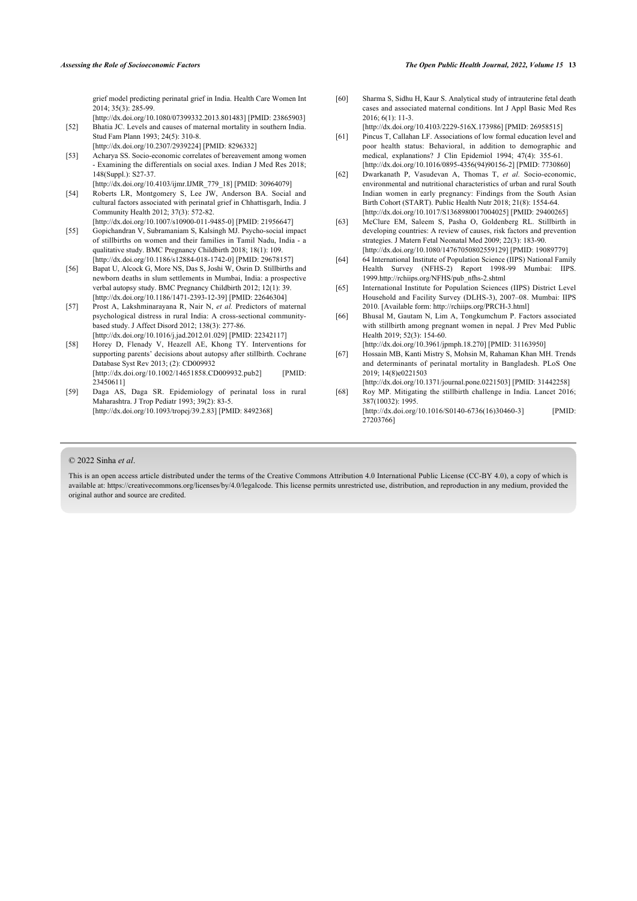grief model predicting perinatal grief in India. Health Care Women Int 2014; 35(3): 285-99.
[http://dx.doi.org/10.1080/07399332.2013.801483] [PMID: 23865903]

[52] Bhatia JC. Levels and causes of maternal mortality in southern India. Stud Fam Plann 1993; 24(5): 310-8.
[http://dx.doi.org/10.2307/2939224] [PMID: 8296332]

[53] Acharya SS. Socio-economic correlates of bereavement among women - Examining the differentials on social axes. Indian J Med Res 2018; 148(Suppl.): S27-37.
[http://dx.doi.org/10.4103/ijmr.IJMR_779_18] [PMID: 30964079]

[54] Roberts LR, Montgomery S, Lee JW, Anderson BA. Social and cultural factors associated with perinatal grief in Chhattisgarh, India. J Community Health 2012; 37(3): 572-82.
[http://dx.doi.org/10.1007/s10900-011-9485-0] [PMID: 21956647]

[55] Gopichandran V, Subramaniam S, Kalsingh MJ. Psycho-social impact of stillbirths on women and their families in Tamil Nadu, India - a qualitative study. BMC Pregnancy Childbirth 2018; 18(1): 109.
[http://dx.doi.org/10.1186/s12884-018-1742-0] [PMID: 29678157]

[56] Bapat U, Alcock G, More NS, Das S, Joshi W, Osrin D. Stillbirths and newborn deaths in slum settlements in Mumbai, India: a prospective verbal autopsy study. BMC Pregnancy Childbirth 2012; 12(1): 39.
[http://dx.doi.org/10.1186/1471-2393-12-39] [PMID: 22646304]

[57] Prost A, Lakshminarayana R, Nair N, *et al.* Predictors of maternal psychological distress in rural India: A cross-sectional community-based study. J Affect Disord 2012; 138(3): 277-86.
[http://dx.doi.org/10.1016/j.jad.2012.01.029] [PMID: 22342117]

[58] Horey D, Flenady V, Heazell AE, Khong TY. Interventions for supporting parents' decisions about autopsy after stillbirth. Cochrane Database Syst Rev 2013; (2): CD009932
[http://dx.doi.org/10.1002/14651858.CD009932.pub2] [PMID: 23450611]

[59] Daga AS, Daga SR. Epidemiology of perinatal loss in rural Maharashtra. J Trop Pediatr 1993; 39(2): 83-5.
[http://dx.doi.org/10.1093/tropej/39.2.83] [PMID: 8492368]

[60] Sharma S, Sidhu H, Kaur S. Analytical study of intrauterine fetal death cases and associated maternal conditions. Int J Appl Basic Med Res 2016; 6(1): 11-3.
[http://dx.doi.org/10.4103/2229-516X.173986] [PMID: 26958515]

[61] Pincus T, Callahan LF. Associations of low formal education level and poor health status: Behavioral, in addition to demographic and medical, explanations? J Clin Epidemiol 1994; 47(4): 355-61.
[http://dx.doi.org/10.1016/0895-4356(94)90156-2] [PMID: 7730860]

[62] Dwarkanath P, Vasudevan A, Thomas T, *et al.* Socio-economic, environmental and nutritional characteristics of urban and rural South Indian women in early pregnancy: Findings from the South Asian Birth Cohort (START). Public Health Nutr 2018; 21(8): 1554-64.
[http://dx.doi.org/10.1017/S1368980017004025] [PMID: 29400265]

[63] McClure EM, Saleem S, Pasha O, Goldenberg RL. Stillbirth in developing countries: A review of causes, risk factors and prevention strategies. J Matern Fetal Neonatal Med 2009; 22(3): 183-90.
[http://dx.doi.org/10.1080/14767050802559129] [PMID: 19089779]

[64] 64 International Institute of Population Science (IIPS) National Family Health Survey (NFHS-2) Report 1998-99 Mumbai: IIPS. 1999.http://rchiips.org/NFHS/pub_nfhs-2.shtml

[65] International Institute for Population Sciences (IIPS) District Level Household and Facility Survey (DLHS-3), 2007–08. Mumbai: IIPS 2010. [Available form: http://rchiips.org/PRCH-3.html]

[66] Bhusal M, Gautam N, Lim A, Tongkumchum P. Factors associated with stillbirth among pregnant women in nepal. J Prev Med Public Health 2019; 52(3): 154-60.
[http://dx.doi.org/10.3961/jpmph.18.270] [PMID: 31163950]

[67] Hossain MB, Kanti Mistry S, Mohsin M, Rahaman Khan MH. Trends and determinants of perinatal mortality in Bangladesh. PLoS One 2019; 14(8)e0221503
[http://dx.doi.org/10.1371/journal.pone.0221503] [PMID: 31442258]

[68] Roy MP. Mitigating the stillbirth challenge in India. Lancet 2016; 387(10032): 1995.
[http://dx.doi.org/10.1016/S0140-6736(16)30460-3] [PMID: 27203766]

© 2022 Sinha *et al*.

This is an open access article distributed under the terms of the Creative Commons Attribution 4.0 International Public License (CC-BY 4.0), a copy of which is available at: https://creativecommons.org/licenses/by/4.0/legalcode. This license permits unrestricted use, distribution, and reproduction in any medium, provided the original author and source are credited.